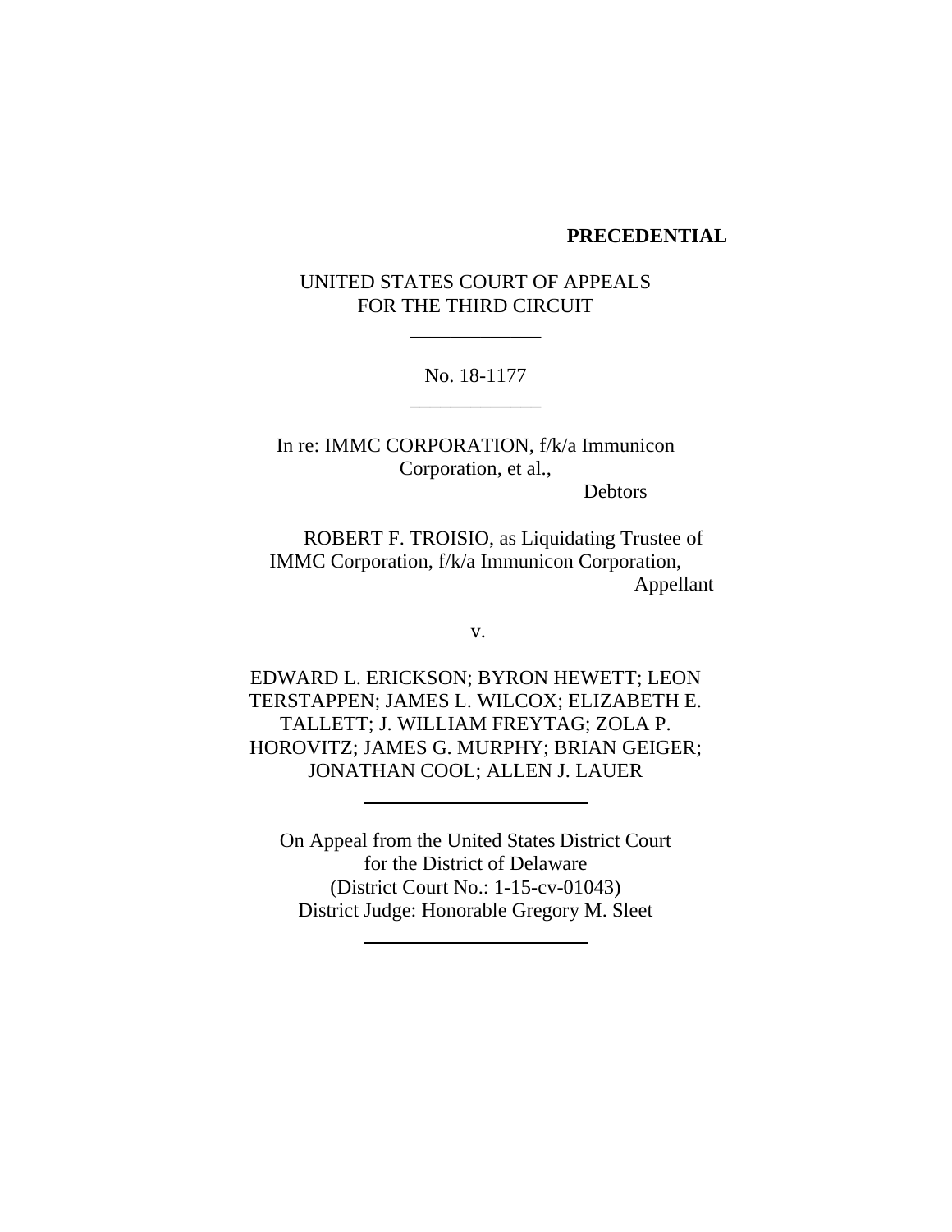**PRECEDENTIAL**

UNITED STATES COURT OF APPEALS
FOR THE THIRD CIRCUIT

\_\_\_\_\_\_\_\_\_\_\_\_

No. 18-1177

\_\_\_\_\_\_\_\_\_\_\_\_

In re: IMMC CORPORATION, f/k/a Immunicon Corporation, et al.,

Debtors

ROBERT F. TROISIO, as Liquidating Trustee of IMMC Corporation, f/k/a Immunicon Corporation,

Appellant

v.

EDWARD L. ERICKSON; BYRON HEWETT; LEON TERSTAPPEN; JAMES L. WILCOX; ELIZABETH E. TALLETT; J. WILLIAM FREYTAG; ZOLA P. HOROVITZ; JAMES G. MURPHY; BRIAN GEIGER; JONATHAN COOL; ALLEN J. LAUER

---

On Appeal from the United States District Court
for the District of Delaware
(District Court No.: 1-15-cv-01043)
District Judge: Honorable Gregory M. Sleet

---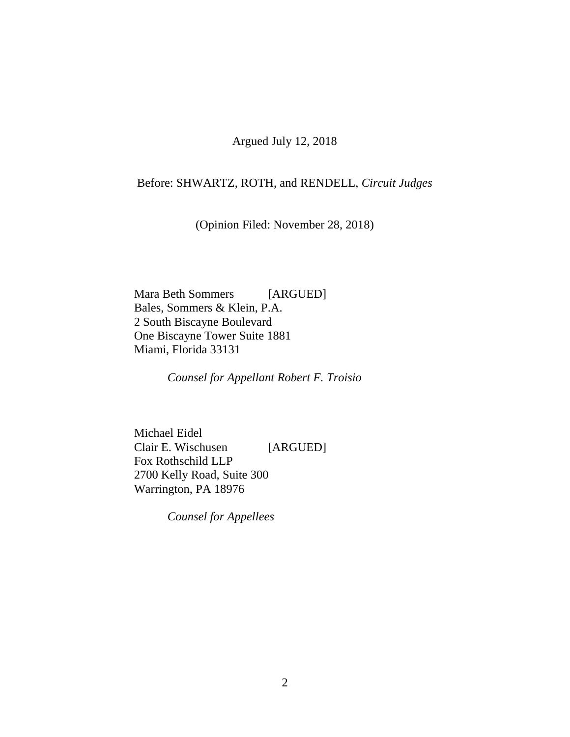Argued July 12, 2018

Before: SHWARTZ, ROTH, and RENDELL, *Circuit Judges*

(Opinion Filed: November 28, 2018)

Mara Beth Sommers [ARGUED]
Bales, Sommers & Klein, P.A.
2 South Biscayne Boulevard
One Biscayne Tower Suite 1881
Miami, Florida 33131

*Counsel for Appellant Robert F. Troisio*

Michael Eidel
Clair E. Wischusen [ARGUED]
Fox Rothschild LLP
2700 Kelly Road, Suite 300
Warrington, PA 18976

*Counsel for Appellees*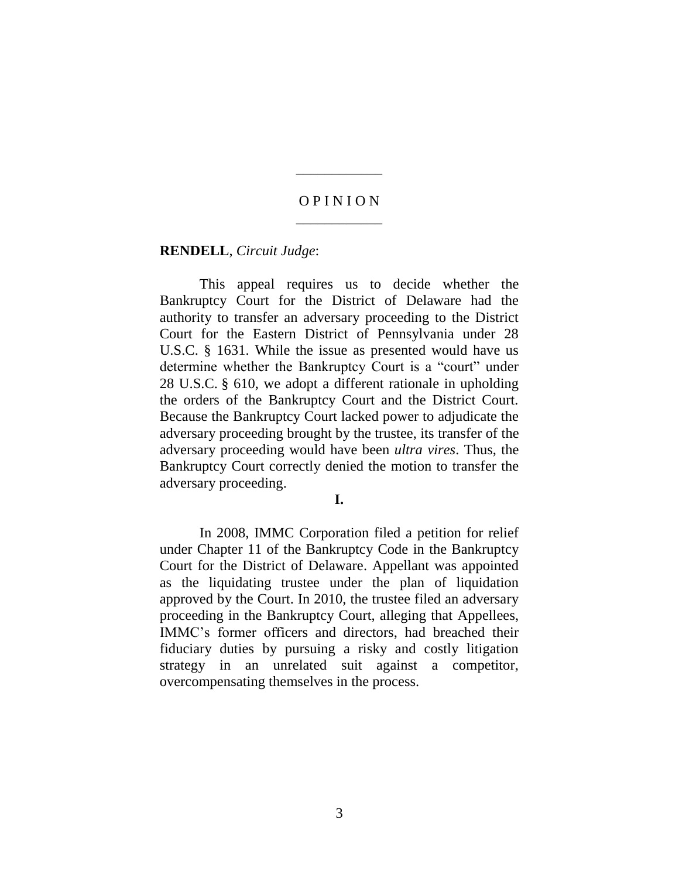# OPINION

**RENDELL**, *Circuit Judge*:

This appeal requires us to decide whether the Bankruptcy Court for the District of Delaware had the authority to transfer an adversary proceeding to the District Court for the Eastern District of Pennsylvania under 28 U.S.C. § 1631. While the issue as presented would have us determine whether the Bankruptcy Court is a "court" under 28 U.S.C. § 610, we adopt a different rationale in upholding the orders of the Bankruptcy Court and the District Court. Because the Bankruptcy Court lacked power to adjudicate the adversary proceeding brought by the trustee, its transfer of the adversary proceeding would have been *ultra vires*. Thus, the Bankruptcy Court correctly denied the motion to transfer the adversary proceeding.

## I.

In 2008, IMMC Corporation filed a petition for relief under Chapter 11 of the Bankruptcy Code in the Bankruptcy Court for the District of Delaware. Appellant was appointed as the liquidating trustee under the plan of liquidation approved by the Court. In 2010, the trustee filed an adversary proceeding in the Bankruptcy Court, alleging that Appellees, IMMC's former officers and directors, had breached their fiduciary duties by pursuing a risky and costly litigation strategy in an unrelated suit against a competitor, overcompensating themselves in the process.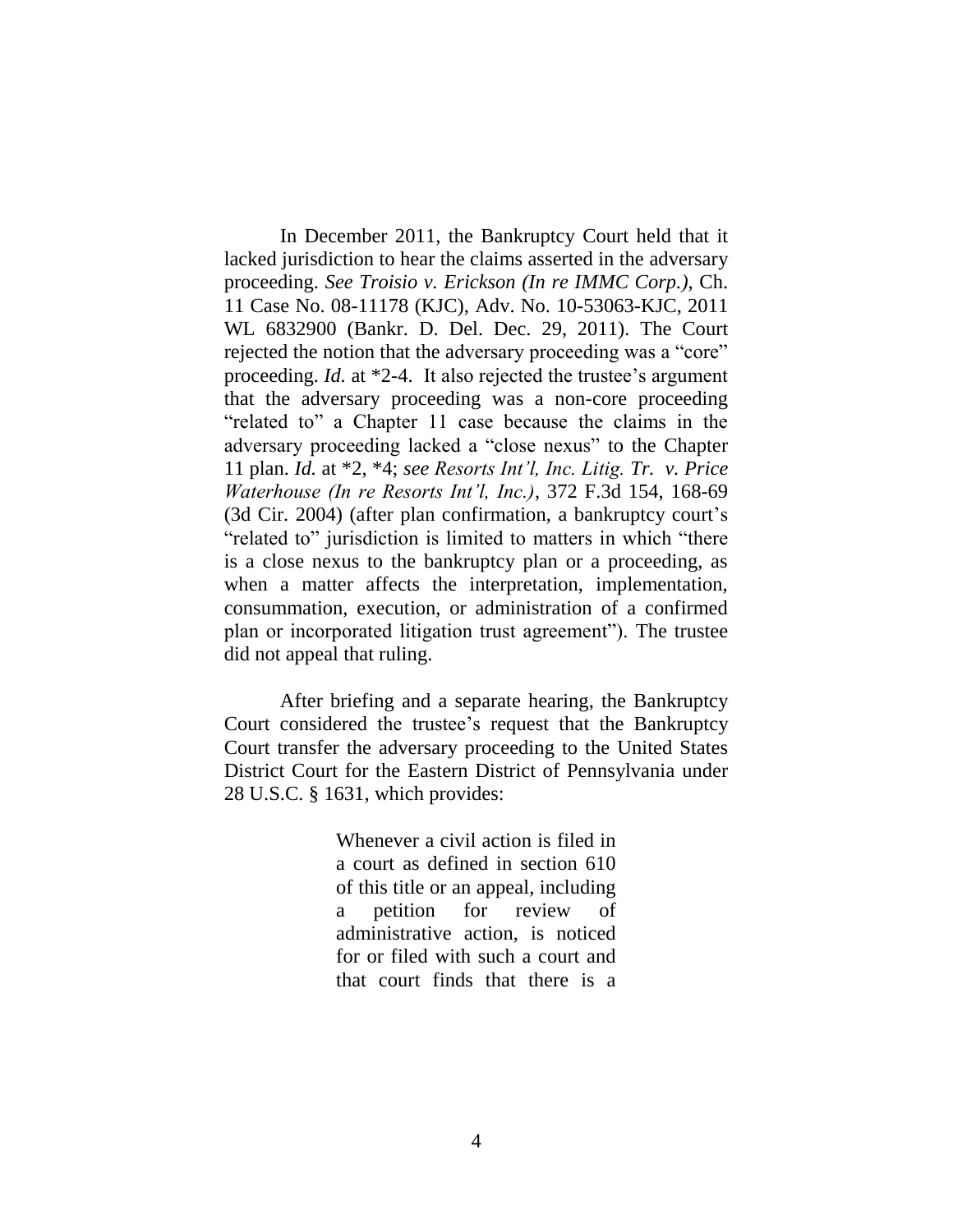In December 2011, the Bankruptcy Court held that it lacked jurisdiction to hear the claims asserted in the adversary proceeding. *See Troisio v. Erickson (In re IMMC Corp.)*, Ch. 11 Case No. 08-11178 (KJC), Adv. No. 10-53063-KJC, 2011 WL 6832900 (Bankr. D. Del. Dec. 29, 2011). The Court rejected the notion that the adversary proceeding was a "core" proceeding. *Id.* at \*2-4. It also rejected the trustee's argument that the adversary proceeding was a non-core proceeding "related to" a Chapter 11 case because the claims in the adversary proceeding lacked a "close nexus" to the Chapter 11 plan. *Id.* at \*2, \*4; *see Resorts Int'l, Inc. Litig. Tr. v. Price Waterhouse (In re Resorts Int'l, Inc.)*, 372 F.3d 154, 168-69 (3d Cir. 2004) (after plan confirmation, a bankruptcy court's "related to" jurisdiction is limited to matters in which "there is a close nexus to the bankruptcy plan or a proceeding, as when a matter affects the interpretation, implementation, consummation, execution, or administration of a confirmed plan or incorporated litigation trust agreement"). The trustee did not appeal that ruling.

After briefing and a separate hearing, the Bankruptcy Court considered the trustee's request that the Bankruptcy Court transfer the adversary proceeding to the United States District Court for the Eastern District of Pennsylvania under 28 U.S.C. § 1631, which provides:

> Whenever a civil action is filed in a court as defined in section 610 of this title or an appeal, including a petition for review of administrative action, is noticed for or filed with such a court and that court finds that there is a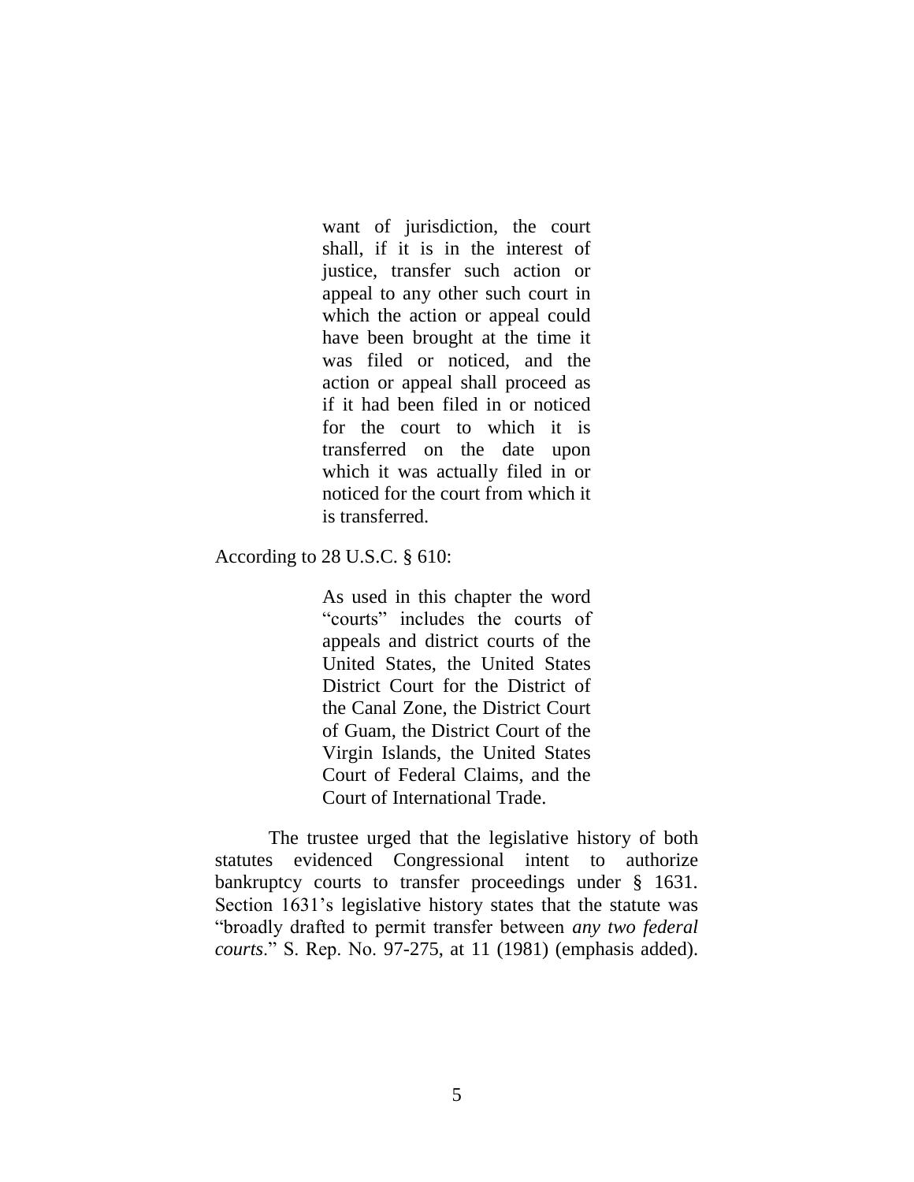> want of jurisdiction, the court shall, if it is in the interest of justice, transfer such action or appeal to any other such court in which the action or appeal could have been brought at the time it was filed or noticed, and the action or appeal shall proceed as if it had been filed in or noticed for the court to which it is transferred on the date upon which it was actually filed in or noticed for the court from which it is transferred.

According to 28 U.S.C. § 610:

> As used in this chapter the word "courts" includes the courts of appeals and district courts of the United States, the United States District Court for the District of the Canal Zone, the District Court of Guam, the District Court of the Virgin Islands, the United States Court of Federal Claims, and the Court of International Trade.

The trustee urged that the legislative history of both statutes evidenced Congressional intent to authorize bankruptcy courts to transfer proceedings under § 1631. Section 1631's legislative history states that the statute was "broadly drafted to permit transfer between *any two federal courts*." S. Rep. No. 97-275, at 11 (1981) (emphasis added).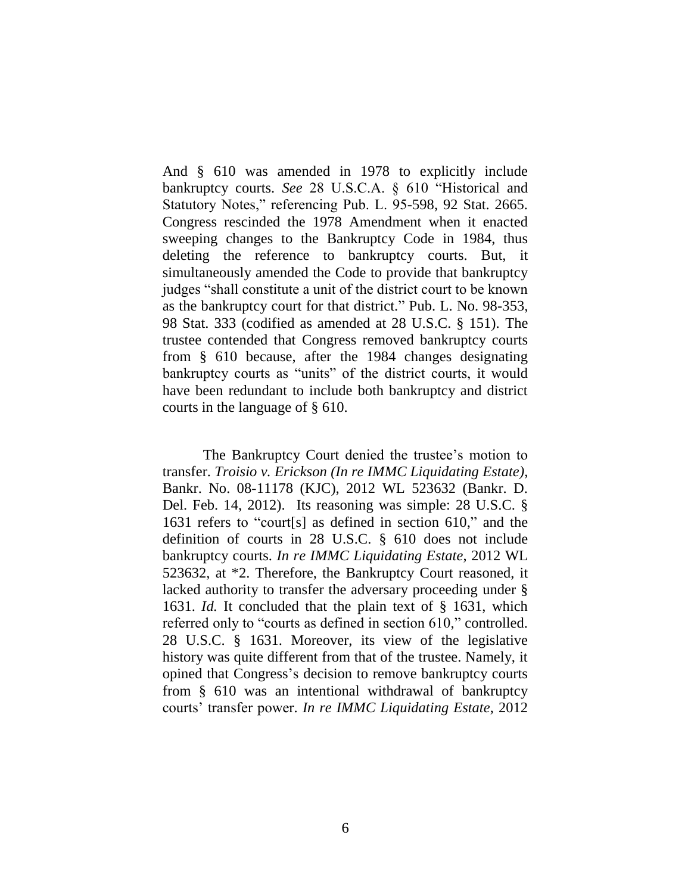And § 610 was amended in 1978 to explicitly include bankruptcy courts. *See* 28 U.S.C.A. § 610 "Historical and Statutory Notes," referencing Pub. L. 95-598, 92 Stat. 2665. Congress rescinded the 1978 Amendment when it enacted sweeping changes to the Bankruptcy Code in 1984, thus deleting the reference to bankruptcy courts. But, it simultaneously amended the Code to provide that bankruptcy judges "shall constitute a unit of the district court to be known as the bankruptcy court for that district." Pub. L. No. 98-353, 98 Stat. 333 (codified as amended at 28 U.S.C. § 151). The trustee contended that Congress removed bankruptcy courts from § 610 because, after the 1984 changes designating bankruptcy courts as "units" of the district courts, it would have been redundant to include both bankruptcy and district courts in the language of § 610.

The Bankruptcy Court denied the trustee's motion to transfer. *Troisio v. Erickson (In re IMMC Liquidating Estate)*, Bankr. No. 08-11178 (KJC), 2012 WL 523632 (Bankr. D. Del. Feb. 14, 2012). Its reasoning was simple: 28 U.S.C. § 1631 refers to "court[s] as defined in section 610," and the definition of courts in 28 U.S.C. § 610 does not include bankruptcy courts. *In re IMMC Liquidating Estate*, 2012 WL 523632, at *2. Therefore, the Bankruptcy Court reasoned, it lacked authority to transfer the adversary proceeding under § 1631. *Id.* It concluded that the plain text of § 1631, which referred only to "courts as defined in section 610," controlled. 28 U.S.C. § 1631. Moreover, its view of the legislative history was quite different from that of the trustee. Namely, it opined that Congress's decision to remove bankruptcy courts from § 610 was an intentional withdrawal of bankruptcy courts' transfer power. *In re IMMC Liquidating Estate*, 2012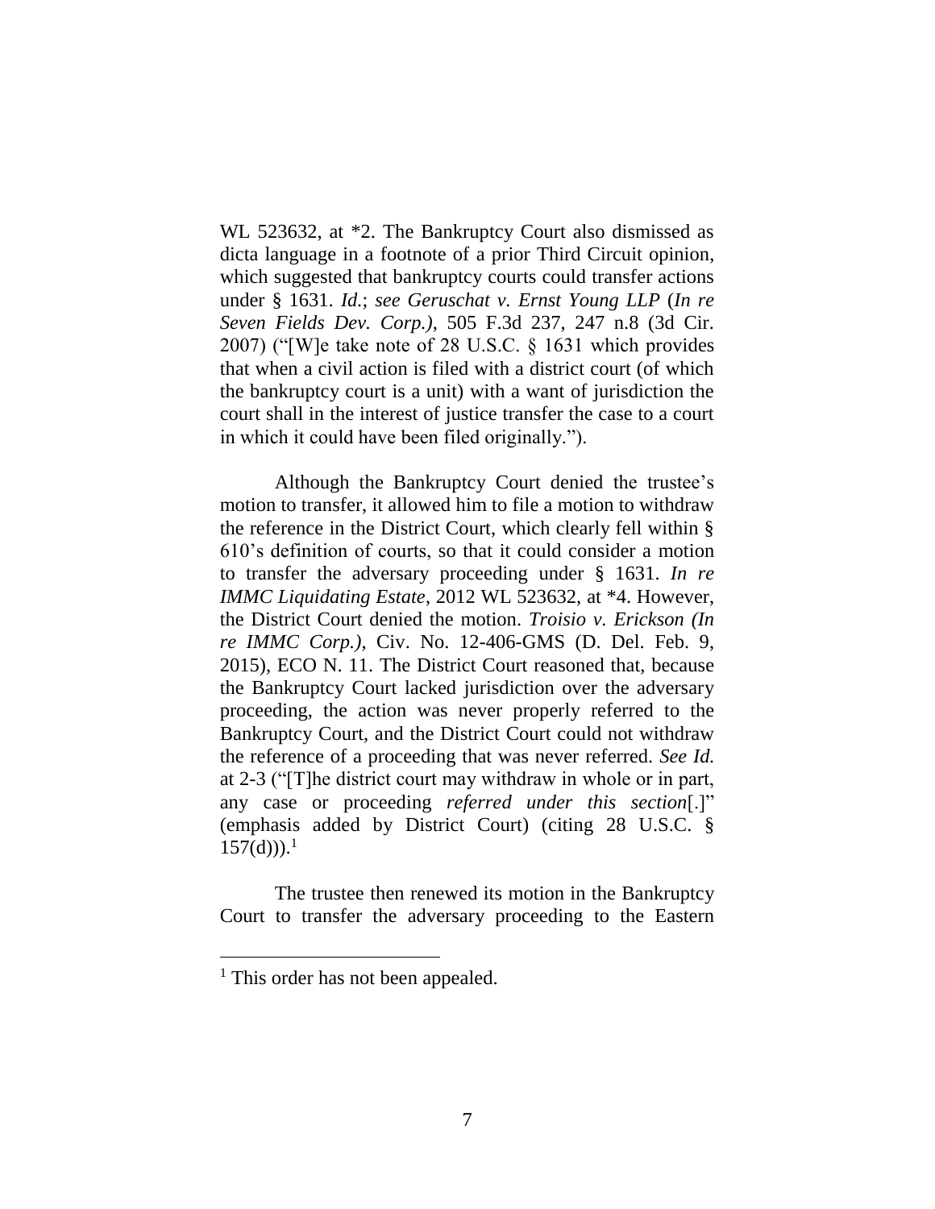WL 523632, at *2. The Bankruptcy Court also dismissed as dicta language in a footnote of a prior Third Circuit opinion, which suggested that bankruptcy courts could transfer actions under § 1631. *Id.*; *see Geruschat v. Ernst Young LLP* (*In re Seven Fields Dev. Corp.)*, 505 F.3d 237, 247 n.8 (3d Cir. 2007) ("[W]e take note of 28 U.S.C. § 1631 which provides that when a civil action is filed with a district court (of which the bankruptcy court is a unit) with a want of jurisdiction the court shall in the interest of justice transfer the case to a court in which it could have been filed originally.").

Although the Bankruptcy Court denied the trustee's motion to transfer, it allowed him to file a motion to withdraw the reference in the District Court, which clearly fell within § 610's definition of courts, so that it could consider a motion to transfer the adversary proceeding under § 1631. *In re IMMC Liquidating Estate*, 2012 WL 523632, at *4. However, the District Court denied the motion. *Troisio v. Erickson (In re IMMC Corp.)*, Civ. No. 12-406-GMS (D. Del. Feb. 9, 2015), ECO N. 11. The District Court reasoned that, because the Bankruptcy Court lacked jurisdiction over the adversary proceeding, the action was never properly referred to the Bankruptcy Court, and the District Court could not withdraw the reference of a proceeding that was never referred. *See Id.* at 2-3 ("[T]he district court may withdraw in whole or in part, any case or proceeding *referred under this section*[.]" (emphasis added by District Court) (citing 28 U.S.C. § 157(d))).[1]

The trustee then renewed its motion in the Bankruptcy Court to transfer the adversary proceeding to the Eastern

---

[1] This order has not been appealed.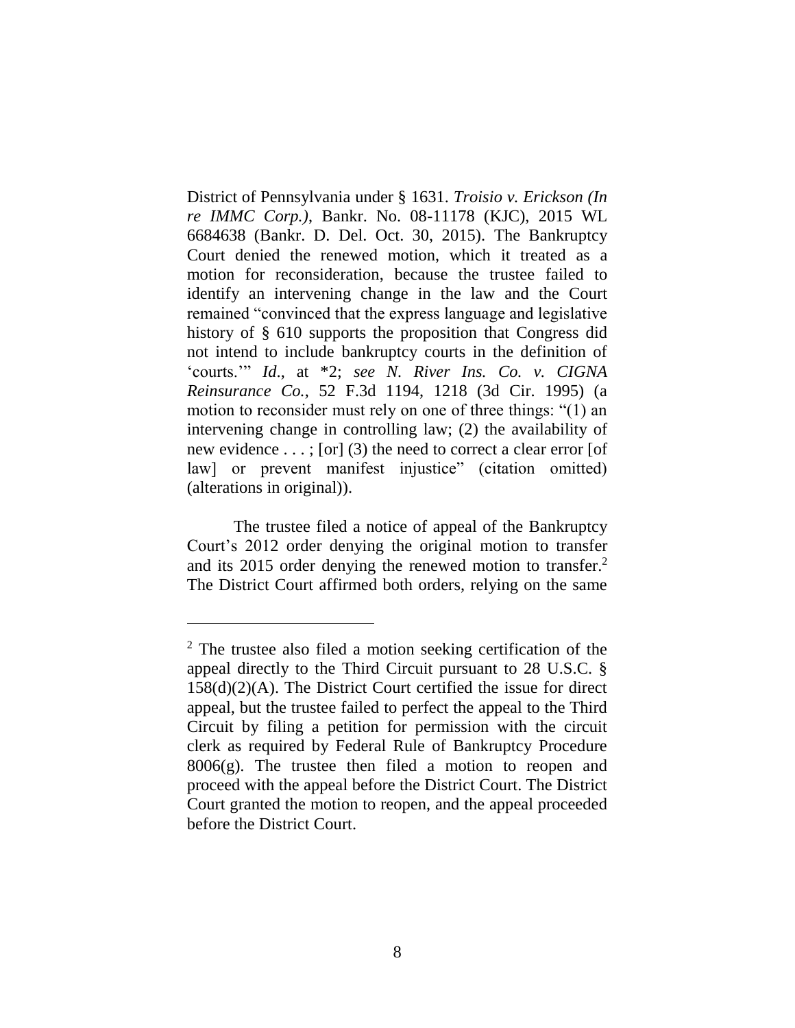District of Pennsylvania under § 1631. *Troisio v. Erickson (In re IMMC Corp.)*, Bankr. No. 08-11178 (KJC), 2015 WL 6684638 (Bankr. D. Del. Oct. 30, 2015). The Bankruptcy Court denied the renewed motion, which it treated as a motion for reconsideration, because the trustee failed to identify an intervening change in the law and the Court remained "convinced that the express language and legislative history of § 610 supports the proposition that Congress did not intend to include bankruptcy courts in the definition of 'courts.'" *Id*., at *2; *see N. River Ins. Co. v. CIGNA Reinsurance Co.*, 52 F.3d 1194, 1218 (3d Cir. 1995) (a motion to reconsider must rely on one of three things: "(1) an intervening change in controlling law; (2) the availability of new evidence . . . ; [or] (3) the need to correct a clear error [of law] or prevent manifest injustice" (citation omitted) (alterations in original)).

The trustee filed a notice of appeal of the Bankruptcy Court's 2012 order denying the original motion to transfer and its 2015 order denying the renewed motion to transfer.[2] The District Court affirmed both orders, relying on the same

---

[2] The trustee also filed a motion seeking certification of the appeal directly to the Third Circuit pursuant to 28 U.S.C. § 158(d)(2)(A). The District Court certified the issue for direct appeal, but the trustee failed to perfect the appeal to the Third Circuit by filing a petition for permission with the circuit clerk as required by Federal Rule of Bankruptcy Procedure 8006(g). The trustee then filed a motion to reopen and proceed with the appeal before the District Court. The District Court granted the motion to reopen, and the appeal proceeded before the District Court.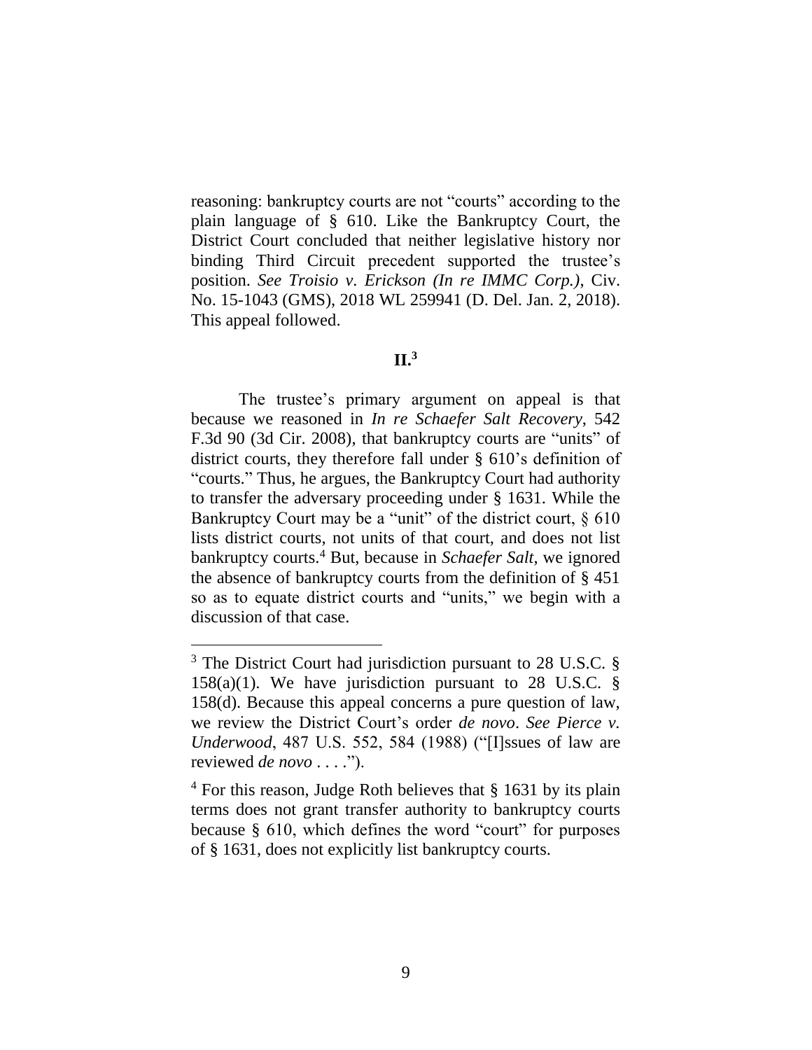reasoning: bankruptcy courts are not "courts" according to the plain language of § 610. Like the Bankruptcy Court, the District Court concluded that neither legislative history nor binding Third Circuit precedent supported the trustee's position. *See Troisio v. Erickson (In re IMMC Corp.)*, Civ. No. 15-1043 (GMS), 2018 WL 259941 (D. Del. Jan. 2, 2018). This appeal followed.

## II.[3]

The trustee's primary argument on appeal is that because we reasoned in *In re Schaefer Salt Recovery*, 542 F.3d 90 (3d Cir. 2008), that bankruptcy courts are "units" of district courts, they therefore fall under § 610's definition of "courts." Thus, he argues, the Bankruptcy Court had authority to transfer the adversary proceeding under § 1631. While the Bankruptcy Court may be a "unit" of the district court, § 610 lists district courts, not units of that court, and does not list bankruptcy courts.[4] But, because in *Schaefer Salt*, we ignored the absence of bankruptcy courts from the definition of § 451 so as to equate district courts and "units," we begin with a discussion of that case.

---

[3] The District Court had jurisdiction pursuant to 28 U.S.C. § 158(a)(1). We have jurisdiction pursuant to 28 U.S.C. § 158(d). Because this appeal concerns a pure question of law, we review the District Court's order *de novo*. *See Pierce v. Underwood*, 487 U.S. 552, 584 (1988) ("[I]ssues of law are reviewed *de novo* . . . .").

[4] For this reason, Judge Roth believes that § 1631 by its plain terms does not grant transfer authority to bankruptcy courts because § 610, which defines the word "court" for purposes of § 1631, does not explicitly list bankruptcy courts.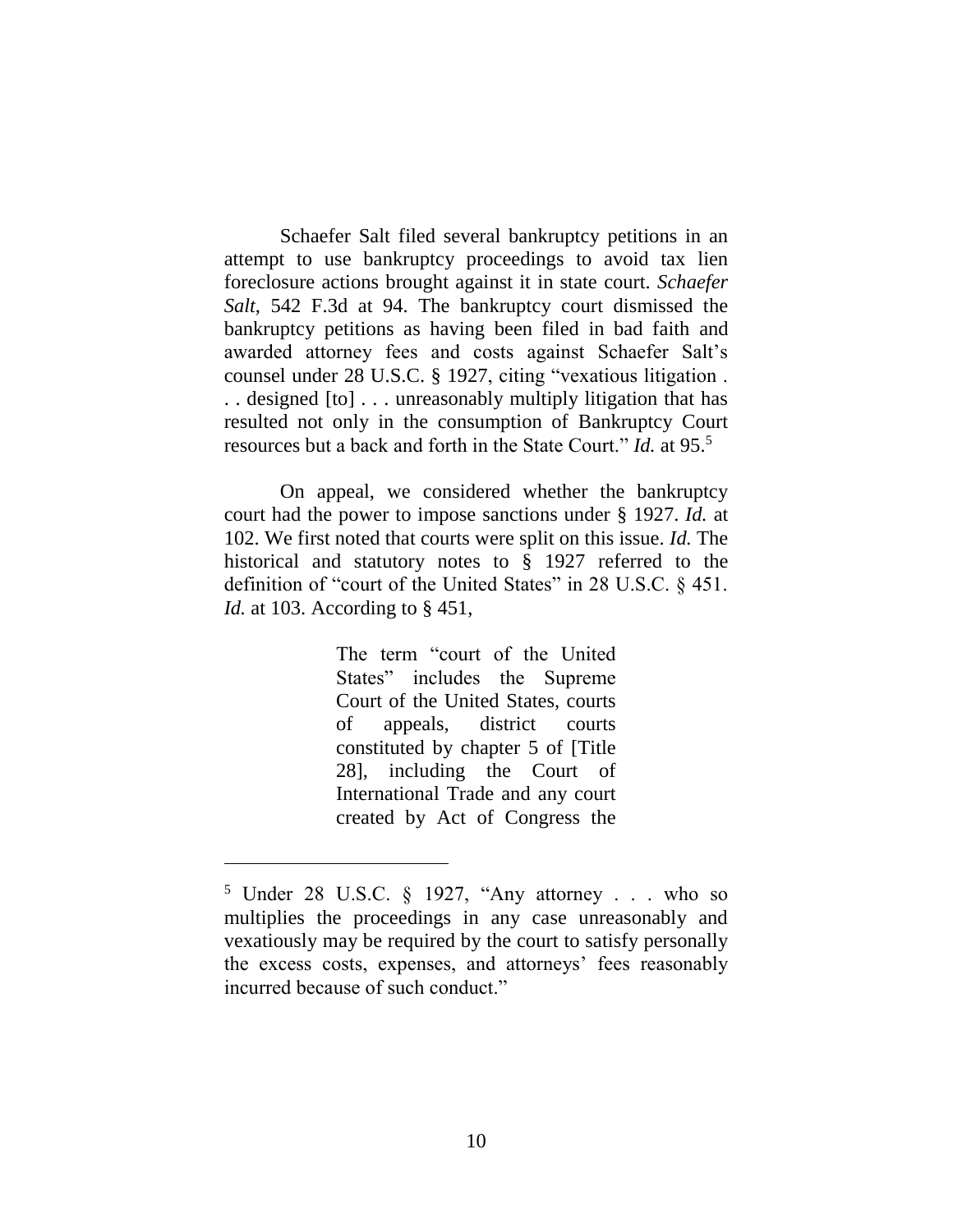Schaefer Salt filed several bankruptcy petitions in an attempt to use bankruptcy proceedings to avoid tax lien foreclosure actions brought against it in state court. *Schaefer Salt*, 542 F.3d at 94. The bankruptcy court dismissed the bankruptcy petitions as having been filed in bad faith and awarded attorney fees and costs against Schaefer Salt's counsel under 28 U.S.C. § 1927, citing "vexatious litigation . . . designed [to] . . . unreasonably multiply litigation that has resulted not only in the consumption of Bankruptcy Court resources but a back and forth in the State Court." *Id.* at 95.[5]

On appeal, we considered whether the bankruptcy court had the power to impose sanctions under § 1927. *Id.* at 102. We first noted that courts were split on this issue. *Id.* The historical and statutory notes to § 1927 referred to the definition of "court of the United States" in 28 U.S.C. § 451. *Id.* at 103. According to § 451,

> The term "court of the United States" includes the Supreme Court of the United States, courts of appeals, district courts constituted by chapter 5 of [Title 28], including the Court of International Trade and any court created by Act of Congress the

---

[5] Under 28 U.S.C. § 1927, "Any attorney . . . who so multiplies the proceedings in any case unreasonably and vexatiously may be required by the court to satisfy personally the excess costs, expenses, and attorneys' fees reasonably incurred because of such conduct."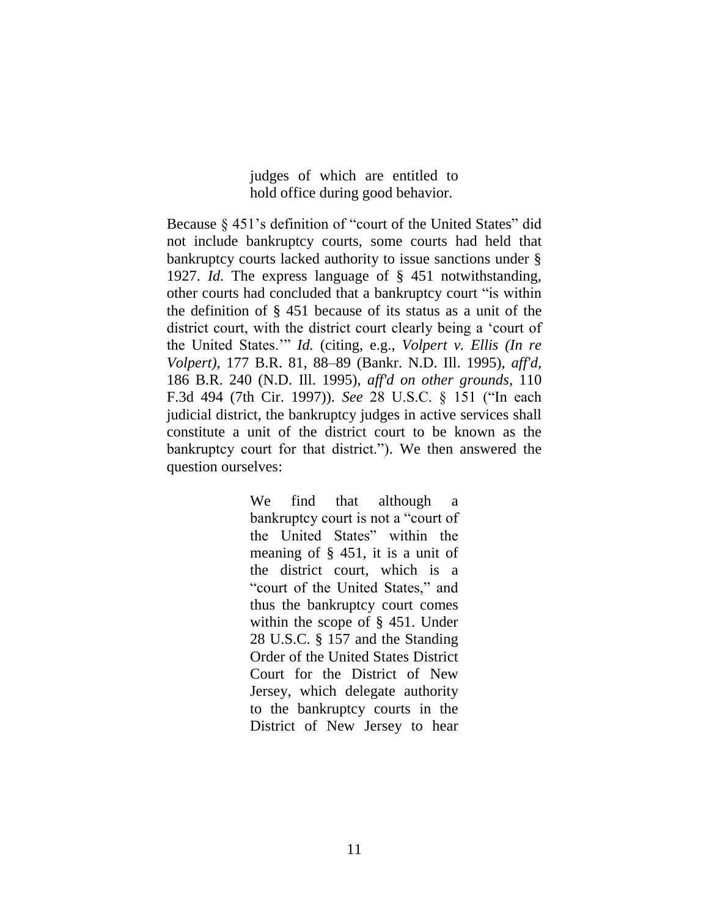> judges of which are entitled to hold office during good behavior.

Because § 451's definition of "court of the United States" did not include bankruptcy courts, some courts had held that bankruptcy courts lacked authority to issue sanctions under § 1927. *Id.* The express language of § 451 notwithstanding, other courts had concluded that a bankruptcy court "is within the definition of § 451 because of its status as a unit of the district court, with the district court clearly being a 'court of the United States.'" *Id.* (citing, e.g., *Volpert v. Ellis (In re Volpert)*, 177 B.R. 81, 88–89 (Bankr. N.D. Ill. 1995), *aff'd*, 186 B.R. 240 (N.D. Ill. 1995), *aff'd on other grounds*, 110 F.3d 494 (7th Cir. 1997)). *See* 28 U.S.C. § 151 ("In each judicial district, the bankruptcy judges in active services shall constitute a unit of the district court to be known as the bankruptcy court for that district."). We then answered the question ourselves:

> We find that although a bankruptcy court is not a "court of the United States" within the meaning of § 451, it is a unit of the district court, which is a "court of the United States," and thus the bankruptcy court comes within the scope of § 451. Under 28 U.S.C. § 157 and the Standing Order of the United States District Court for the District of New Jersey, which delegate authority to the bankruptcy courts in the District of New Jersey to hear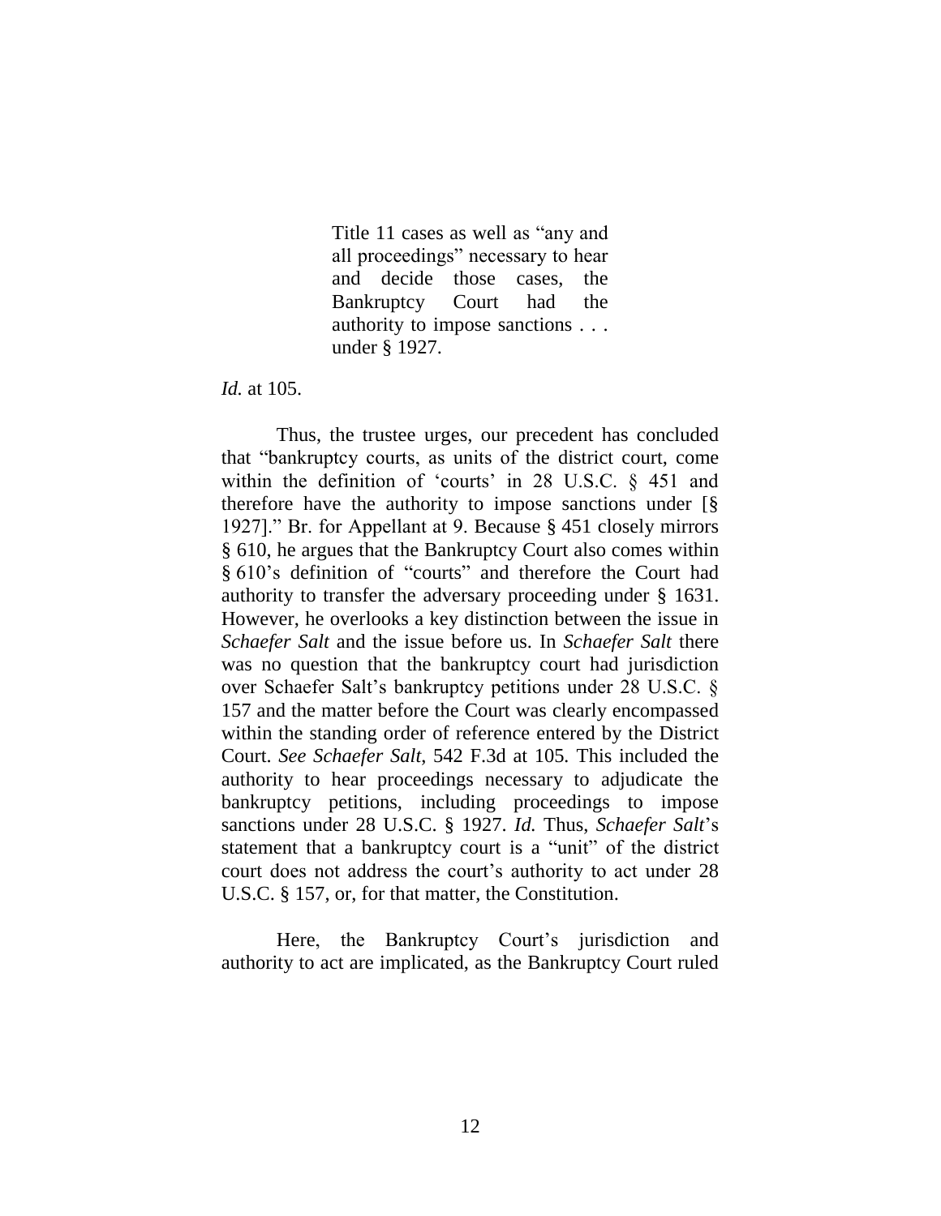> Title 11 cases as well as "any and all proceedings" necessary to hear and decide those cases, the Bankruptcy Court had the authority to impose sanctions . . . under § 1927.

*Id.* at 105.

Thus, the trustee urges, our precedent has concluded that "bankruptcy courts, as units of the district court, come within the definition of 'courts' in 28 U.S.C. § 451 and therefore have the authority to impose sanctions under [§ 1927]." Br. for Appellant at 9. Because § 451 closely mirrors § 610, he argues that the Bankruptcy Court also comes within § 610's definition of "courts" and therefore the Court had authority to transfer the adversary proceeding under § 1631. However, he overlooks a key distinction between the issue in *Schaefer Salt* and the issue before us. In *Schaefer Salt* there was no question that the bankruptcy court had jurisdiction over Schaefer Salt's bankruptcy petitions under 28 U.S.C. § 157 and the matter before the Court was clearly encompassed within the standing order of reference entered by the District Court. *See Schaefer Salt*, 542 F.3d at 105. This included the authority to hear proceedings necessary to adjudicate the bankruptcy petitions, including proceedings to impose sanctions under 28 U.S.C. § 1927. *Id.* Thus, *Schaefer Salt*'s statement that a bankruptcy court is a "unit" of the district court does not address the court's authority to act under 28 U.S.C. § 157, or, for that matter, the Constitution.

Here, the Bankruptcy Court's jurisdiction and authority to act are implicated, as the Bankruptcy Court ruled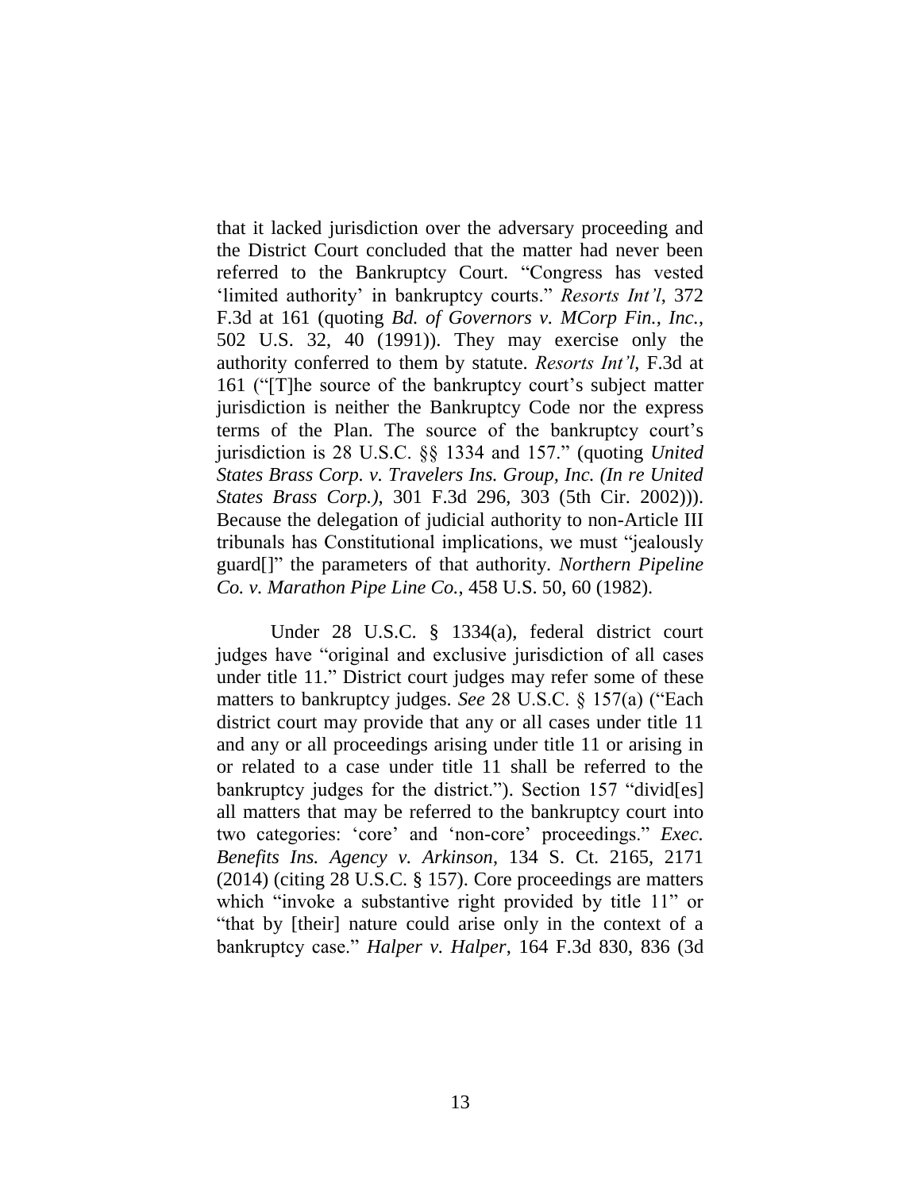that it lacked jurisdiction over the adversary proceeding and the District Court concluded that the matter had never been referred to the Bankruptcy Court. "Congress has vested 'limited authority' in bankruptcy courts." *Resorts Int'l*, 372 F.3d at 161 (quoting *Bd. of Governors v. MCorp Fin., Inc.*, 502 U.S. 32, 40 (1991)). They may exercise only the authority conferred to them by statute. *Resorts Int'l*, F.3d at 161 ("[T]he source of the bankruptcy court's subject matter jurisdiction is neither the Bankruptcy Code nor the express terms of the Plan. The source of the bankruptcy court's jurisdiction is 28 U.S.C. §§ 1334 and 157." (quoting *United States Brass Corp. v. Travelers Ins. Group, Inc. (In re United States Brass Corp.)*, 301 F.3d 296, 303 (5th Cir. 2002))). Because the delegation of judicial authority to non-Article III tribunals has Constitutional implications, we must "jealously guard[]" the parameters of that authority. *Northern Pipeline Co. v. Marathon Pipe Line Co.*, 458 U.S. 50, 60 (1982).

Under 28 U.S.C. § 1334(a), federal district court judges have "original and exclusive jurisdiction of all cases under title 11." District court judges may refer some of these matters to bankruptcy judges. *See* 28 U.S.C. § 157(a) ("Each district court may provide that any or all cases under title 11 and any or all proceedings arising under title 11 or arising in or related to a case under title 11 shall be referred to the bankruptcy judges for the district."). Section 157 "divid[es] all matters that may be referred to the bankruptcy court into two categories: 'core' and 'non-core' proceedings." *Exec. Benefits Ins. Agency v. Arkinson*, 134 S. Ct. 2165, 2171 (2014) (citing 28 U.S.C. § 157). Core proceedings are matters which "invoke a substantive right provided by title 11" or "that by [their] nature could arise only in the context of a bankruptcy case." *Halper v. Halper*, 164 F.3d 830, 836 (3d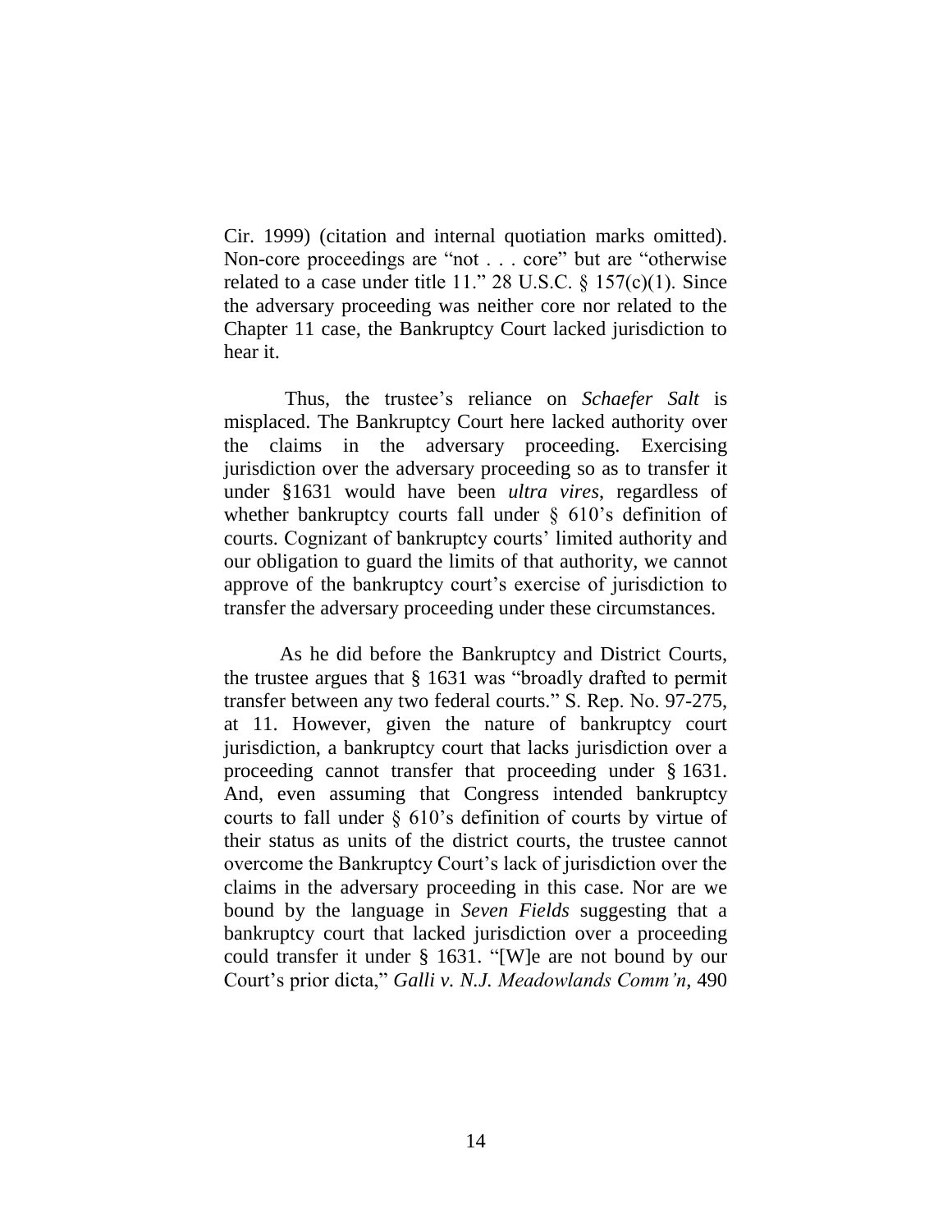Cir. 1999) (citation and internal quotiation marks omitted). Non-core proceedings are "not . . . core" but are "otherwise related to a case under title 11." 28 U.S.C. § 157(c)(1). Since the adversary proceeding was neither core nor related to the Chapter 11 case, the Bankruptcy Court lacked jurisdiction to hear it.

Thus, the trustee's reliance on *Schaefer Salt* is misplaced. The Bankruptcy Court here lacked authority over the claims in the adversary proceeding. Exercising jurisdiction over the adversary proceeding so as to transfer it under §1631 would have been *ultra vires*, regardless of whether bankruptcy courts fall under § 610's definition of courts. Cognizant of bankruptcy courts' limited authority and our obligation to guard the limits of that authority, we cannot approve of the bankruptcy court's exercise of jurisdiction to transfer the adversary proceeding under these circumstances.

As he did before the Bankruptcy and District Courts, the trustee argues that § 1631 was "broadly drafted to permit transfer between any two federal courts." S. Rep. No. 97-275, at 11. However, given the nature of bankruptcy court jurisdiction, a bankruptcy court that lacks jurisdiction over a proceeding cannot transfer that proceeding under § 1631. And, even assuming that Congress intended bankruptcy courts to fall under § 610's definition of courts by virtue of their status as units of the district courts, the trustee cannot overcome the Bankruptcy Court's lack of jurisdiction over the claims in the adversary proceeding in this case. Nor are we bound by the language in *Seven Fields* suggesting that a bankruptcy court that lacked jurisdiction over a proceeding could transfer it under § 1631. "[W]e are not bound by our Court's prior dicta," *Galli v. N.J. Meadowlands Comm'n*, 490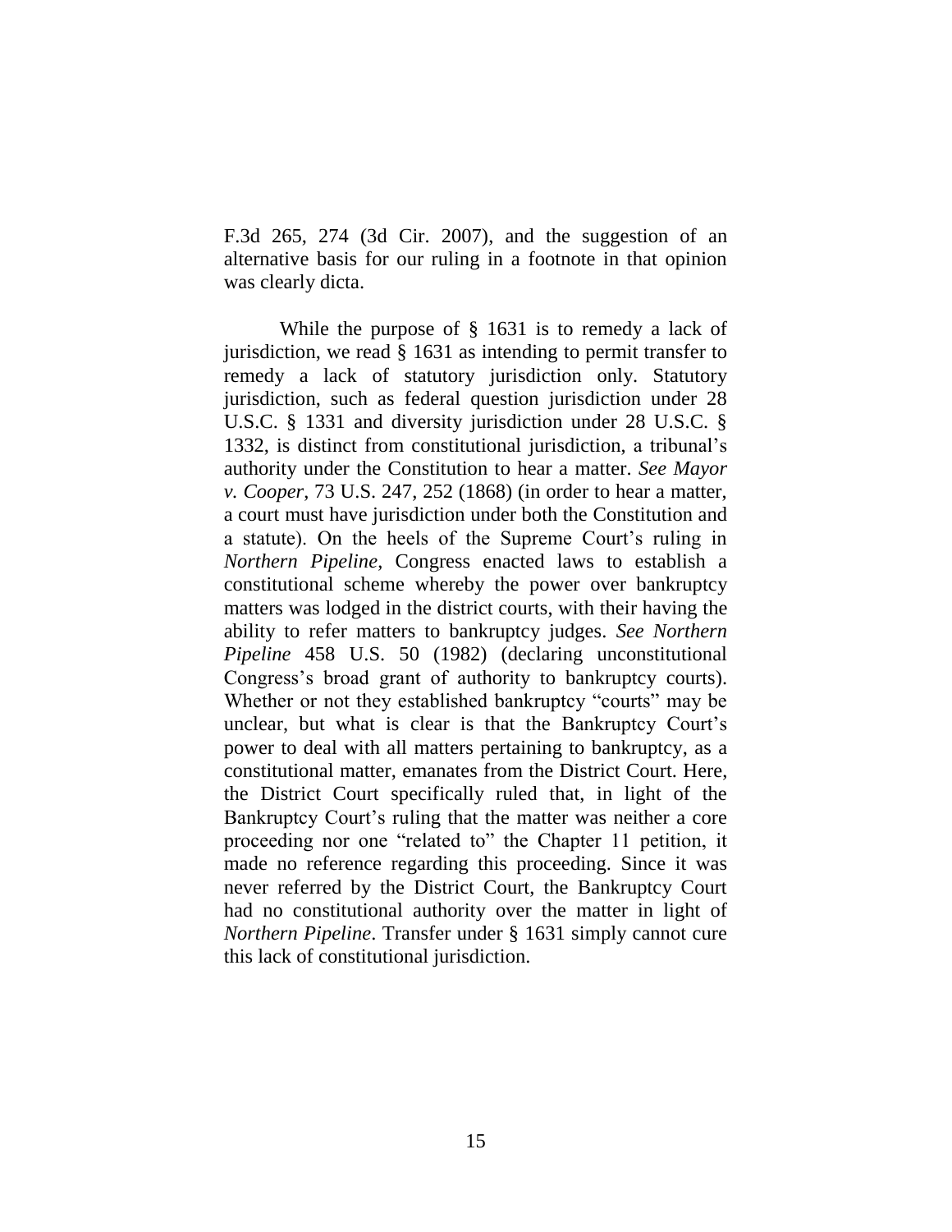F.3d 265, 274 (3d Cir. 2007), and the suggestion of an alternative basis for our ruling in a footnote in that opinion was clearly dicta.

While the purpose of § 1631 is to remedy a lack of jurisdiction, we read § 1631 as intending to permit transfer to remedy a lack of statutory jurisdiction only. Statutory jurisdiction, such as federal question jurisdiction under 28 U.S.C. § 1331 and diversity jurisdiction under 28 U.S.C. § 1332, is distinct from constitutional jurisdiction, a tribunal's authority under the Constitution to hear a matter. *See Mayor v. Cooper*, 73 U.S. 247, 252 (1868) (in order to hear a matter, a court must have jurisdiction under both the Constitution and a statute). On the heels of the Supreme Court's ruling in *Northern Pipeline*, Congress enacted laws to establish a constitutional scheme whereby the power over bankruptcy matters was lodged in the district courts, with their having the ability to refer matters to bankruptcy judges. *See Northern Pipeline* 458 U.S. 50 (1982) (declaring unconstitutional Congress's broad grant of authority to bankruptcy courts). Whether or not they established bankruptcy "courts" may be unclear, but what is clear is that the Bankruptcy Court's power to deal with all matters pertaining to bankruptcy, as a constitutional matter, emanates from the District Court. Here, the District Court specifically ruled that, in light of the Bankruptcy Court's ruling that the matter was neither a core proceeding nor one "related to" the Chapter 11 petition, it made no reference regarding this proceeding. Since it was never referred by the District Court, the Bankruptcy Court had no constitutional authority over the matter in light of *Northern Pipeline*. Transfer under § 1631 simply cannot cure this lack of constitutional jurisdiction.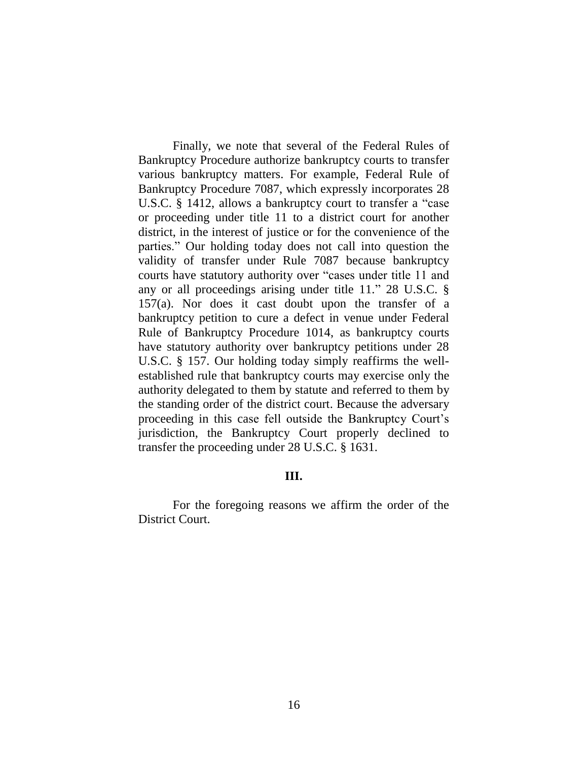Finally, we note that several of the Federal Rules of Bankruptcy Procedure authorize bankruptcy courts to transfer various bankruptcy matters. For example, Federal Rule of Bankruptcy Procedure 7087, which expressly incorporates 28 U.S.C. § 1412, allows a bankruptcy court to transfer a "case or proceeding under title 11 to a district court for another district, in the interest of justice or for the convenience of the parties." Our holding today does not call into question the validity of transfer under Rule 7087 because bankruptcy courts have statutory authority over "cases under title 11 and any or all proceedings arising under title 11." 28 U.S.C. § 157(a). Nor does it cast doubt upon the transfer of a bankruptcy petition to cure a defect in venue under Federal Rule of Bankruptcy Procedure 1014, as bankruptcy courts have statutory authority over bankruptcy petitions under 28 U.S.C. § 157. Our holding today simply reaffirms the well-established rule that bankruptcy courts may exercise only the authority delegated to them by statute and referred to them by the standing order of the district court. Because the adversary proceeding in this case fell outside the Bankruptcy Court's jurisdiction, the Bankruptcy Court properly declined to transfer the proceeding under 28 U.S.C. § 1631.

## III.

For the foregoing reasons we affirm the order of the District Court.